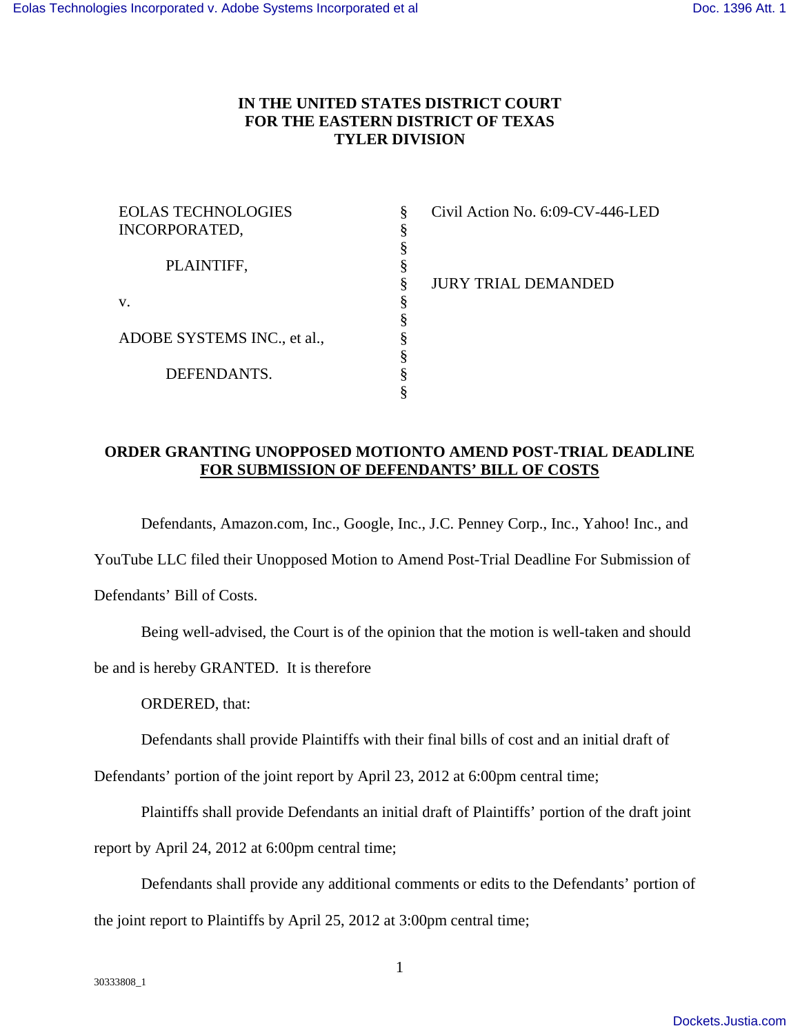# IN THE UNITED STATES DISTRICT COURT
# FOR THE EASTERN DISTRICT OF TEXAS
# TYLER DIVISION

| | | |
|---|---|---|
| EOLAS TECHNOLOGIES INCORPORATED, | § | Civil Action No. 6:09-CV-446-LED |
| | § | |
| PLAINTIFF, | § | |
| | § | JURY TRIAL DEMANDED |
| v. | § | |
| | § | |
| ADOBE SYSTEMS INC., et al., | § | |
| | § | |
| DEFENDANTS. | § | |

**ORDER GRANTING UNOPPOSED MOTIONTO AMEND POST-TRIAL DEADLINE FOR SUBMISSION OF DEFENDANTS' BILL OF COSTS**

Defendants, Amazon.com, Inc., Google, Inc., J.C. Penney Corp., Inc., Yahoo! Inc., and YouTube LLC filed their Unopposed Motion to Amend Post-Trial Deadline For Submission of Defendants' Bill of Costs.

Being well-advised, the Court is of the opinion that the motion is well-taken and should be and is hereby GRANTED. It is therefore

ORDERED, that:

Defendants shall provide Plaintiffs with their final bills of cost and an initial draft of Defendants' portion of the joint report by April 23, 2012 at 6:00pm central time;

Plaintiffs shall provide Defendants an initial draft of Plaintiffs' portion of the draft joint report by April 24, 2012 at 6:00pm central time;

Defendants shall provide any additional comments or edits to the Defendants' portion of the joint report to Plaintiffs by April 25, 2012 at 3:00pm central time;

30333808_1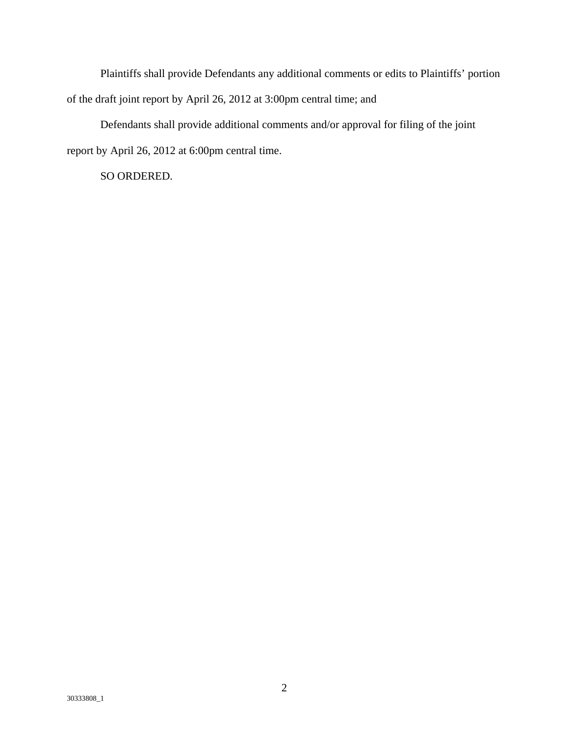Plaintiffs shall provide Defendants any additional comments or edits to Plaintiffs' portion of the draft joint report by April 26, 2012 at 3:00pm central time; and

Defendants shall provide additional comments and/or approval for filing of the joint report by April 26, 2012 at 6:00pm central time.

SO ORDERED.

30333808_1